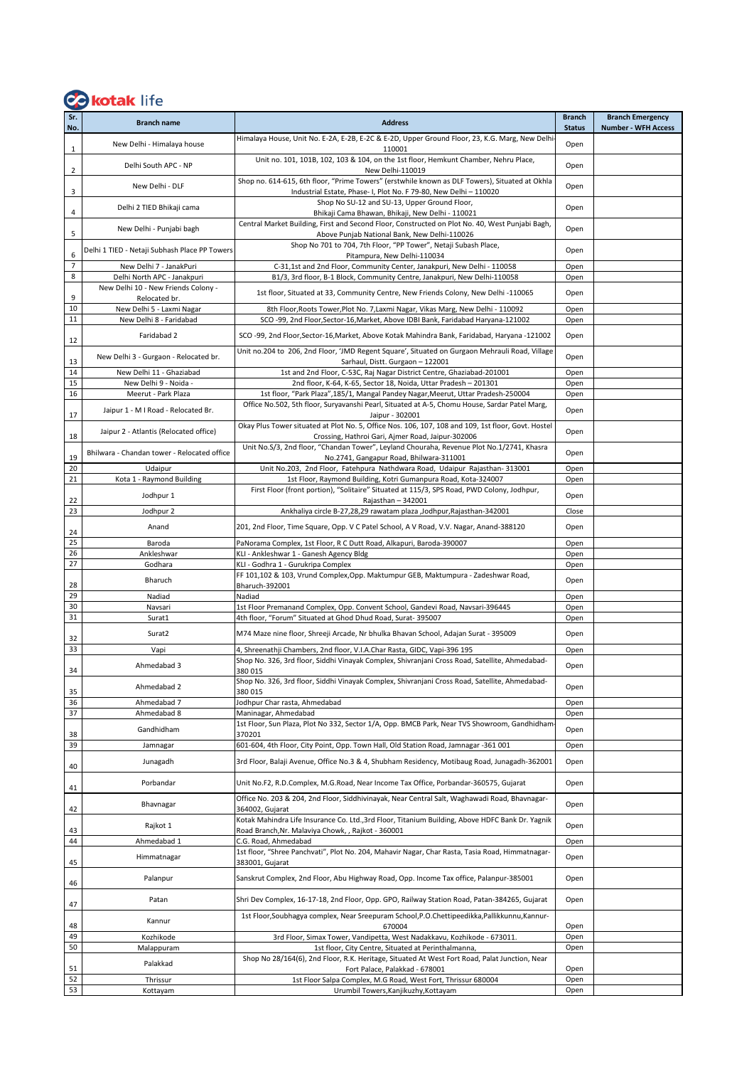kotak life

| Sr. No. | Branch name | Address | Branch Status | Branch Emergency Number - WFH Access |
|---|---|---|---|---|
| 1 | New Delhi - Himalaya house | Himalaya House, Unit No. E-2A, E-2B, E-2C & E-2D, Upper Ground Floor, 23, K.G. Marg, New Delhi-110001 | Open | |
| 2 | Delhi South APC - NP | Unit no. 101, 101B, 102, 103 & 104, on the 1st floor, Hemkunt Chamber, Nehru Place, New Delhi-110019 | Open | |
| 3 | New Delhi - DLF | Shop no. 614-615, 6th floor, "Prime Towers" (erstwhile known as DLF Towers), Situated at Okhla Industrial Estate, Phase- I, Plot No. F 79-80, New Delhi – 110020 | Open | |
| 4 | Delhi 2 TIED Bhikaji cama | Shop No SU-12 and SU-13, Upper Ground Floor, Bhikaji Cama Bhawan, Bhikaji, New Delhi - 110021 | Open | |
| 5 | New Delhi - Punjabi bagh | Central Market Building, First and Second Floor, Constructed on Plot No. 40, West Punjabi Bagh, Above Punjab National Bank, New Delhi-110026 | Open | |
| 6 | Delhi 1 TIED - Netaji Subhash Place PP Towers | Shop No 701 to 704, 7th Floor, "PP Tower", Netaji Subash Place, Pitampura, New Delhi-110034 | Open | |
| 7 | New Delhi 7 - JanakPuri | C-31,1st and 2nd Floor, Community Center, Janakpuri, New Delhi - 110058 | Open | |
| 8 | Delhi North APC - Janakpuri | B1/3, 3rd floor, B-1 Block, Community Centre, Janakpuri, New Delhi-110058 | Open | |
| 9 | New Delhi 10 - New Friends Colony - Relocated br. | 1st floor, Situated at 33, Community Centre, New Friends Colony, New Delhi -110065 | Open | |
| 10 | New Delhi 5 - Laxmi Nagar | 8th Floor,Roots Tower,Plot No. 7,Laxmi Nagar, Vikas Marg, New Delhi - 110092 | Open | |
| 11 | New Delhi 8 - Faridabad | SCO -99, 2nd Floor,Sector-16,Market, Above IDBI Bank, Faridabad Haryana-121002 | Open | |
| 12 | Faridabad 2 | SCO -99, 2nd Floor,Sector-16,Market, Above Kotak Mahindra Bank, Faridabad, Haryana -121002 | Open | |
| 13 | New Delhi 3 - Gurgaon - Relocated br. | Unit no.204 to 206, 2nd Floor, 'JMD Regent Square', Situated on Gurgaon Mehrauli Road, Village Sarhaul, Distt. Gurgaon – 122001 | Open | |
| 14 | New Delhi 11 - Ghaziabad | 1st and 2nd Floor, C-53C, Raj Nagar District Centre, Ghaziabad-201001 | Open | |
| 15 | New Delhi 9 - Noida - | 2nd floor, K-64, K-65, Sector 18, Noida, Uttar Pradesh – 201301 | Open | |
| 16 | Meerut - Park Plaza | 1st floor, "Park Plaza",185/1, Mangal Pandey Nagar,Meerut, Uttar Pradesh-250004 | Open | |
| 17 | Jaipur 1 - M I Road - Relocated Br. | Office No.502, 5th floor, Suryavanshi Pearl, Situated at A-5, Chomu House, Sardar Patel Marg, Jaipur - 302001 | Open | |
| 18 | Jaipur 2 - Atlantis (Relocated office) | Okay Plus Tower situated at Plot No. 5, Office Nos. 106, 107, 108 and 109, 1st floor, Govt. Hostel Crossing, Hathroi Gari, Ajmer Road, Jaipur-302006 | Open | |
| 19 | Bhilwara - Chandan tower - Relocated office | Unit No.S/3, 2nd floor, "Chandan Tower", Leyland Chouraha, Revenue Plot No.1/2741, Khasra No.2741, Gangapur Road, Bhilwara-311001 | Open | |
| 20 | Udaipur | Unit No.203, 2nd Floor, Fatehpura Nathdwara Road, Udaipur Rajasthan- 313001 | Open | |
| 21 | Kota 1 - Raymond Building | 1st Floor, Raymond Building, Kotri Gumanpura Road, Kota-324007 | Open | |
| 22 | Jodhpur 1 | First Floor (front portion), "Solitaire" Situated at 115/3, SPS Road, PWD Colony, Jodhpur, Rajasthan – 342001 | Open | |
| 23 | Jodhpur 2 | Ankhaliya circle B-27,28,29 rawatam plaza ,Jodhpur,Rajasthan-342001 | Close | |
| 24 | Anand | 201, 2nd Floor, Time Square, Opp. V C Patel School, A V Road, V.V. Nagar, Anand-388120 | Open | |
| 25 | Baroda | PaNorama Complex, 1st Floor, R C Dutt Road, Alkapuri, Baroda-390007 | Open | |
| 26 | Ankleshwar | KLI - Ankleshwar 1 - Ganesh Agency Bldg | Open | |
| 27 | Godhara | KLI - Godhra 1 - Gurukripa Complex | Open | |
| 28 | Bharuch | FF 101,102 & 103, Vrund Complex,Opp. Maktumpur GEB, Maktumpura - Zadeshwar Road, Bharuch-392001 | Open | |
| 29 | Nadiad | Nadiad | Open | |
| 30 | Navsari | 1st Floor Premanand Complex, Opp. Convent School, Gandevi Road, Navsari-396445 | Open | |
| 31 | Surat1 | 4th floor, "Forum" Situated at Ghod Dhud Road, Surat- 395007 | Open | |
| 32 | Surat2 | M74 Maze nine floor, Shreeji Arcade, Nr bhulka Bhavan School, Adajan Surat - 395009 | Open | |
| 33 | Vapi | 4, Shreenathji Chambers, 2nd floor, V.I.A.Char Rasta, GIDC, Vapi-396 195 | Open | |
| 34 | Ahmedabad 3 | Shop No. 326, 3rd floor, Siddhi Vinayak Complex, Shivranjani Cross Road, Satellite, Ahmedabad-380 015 | Open | |
| 35 | Ahmedabad 2 | Shop No. 326, 3rd floor, Siddhi Vinayak Complex, Shivranjani Cross Road, Satellite, Ahmedabad-380 015 | Open | |
| 36 | Ahmedabad 7 | Jodhpur Char rasta, Ahmedabad | Open | |
| 37 | Ahmedabad 8 | Maninagar, Ahmedabad | Open | |
| 38 | Gandhidham | 1st Floor, Sun Plaza, Plot No 332, Sector 1/A, Opp. BMCB Park, Near TVS Showroom, Gandhidham-370201 | Open | |
| 39 | Jamnagar | 601-604, 4th Floor, City Point, Opp. Town Hall, Old Station Road, Jamnagar -361 001 | Open | |
| 40 | Junagadh | 3rd Floor, Balaji Avenue, Office No.3 & 4, Shubham Residency, Motibaug Road, Junagadh-362001 | Open | |
| 41 | Porbandar | Unit No.F2, R.D.Complex, M.G.Road, Near Income Tax Office, Porbandar-360575, Gujarat | Open | |
| 42 | Bhavnagar | Office No. 203 & 204, 2nd Floor, Siddhivinayak, Near Central Salt, Waghawadi Road, Bhavnagar-364002, Gujarat | Open | |
| 43 | Rajkot 1 | Kotak Mahindra Life Insurance Co. Ltd.,3rd Floor, Titanium Building, Above HDFC Bank Dr. Yagnik Road Branch,Nr. Malaviya Chowk, , Rajkot - 360001 | Open | |
| 44 | Ahmedabad 1 | C.G. Road, Ahmedabad | Open | |
| 45 | Himmatnagar | 1st floor, "Shree Panchvati", Plot No. 204, Mahavir Nagar, Char Rasta, Tasia Road, Himmatnagar-383001, Gujarat | Open | |
| 46 | Palanpur | Sanskrut Complex, 2nd Floor, Abu Highway Road, Opp. Income Tax office, Palanpur-385001 | Open | |
| 47 | Patan | Shri Dev Complex, 16-17-18, 2nd Floor, Opp. GPO, Railway Station Road, Patan-384265, Gujarat | Open | |
| 48 | Kannur | 1st Floor,Soubhagya complex, Near Sreepuram School,P.O.Chettipeedikka,Pallikkunnu,Kannur-670004 | Open | |
| 49 | Kozhikode | 3rd Floor, Simax Tower, Vandipetta, West Nadakkavu, Kozhikode - 673011. | Open | |
| 50 | Malappuram | 1st floor, City Centre, Situated at Perinthalmanna, | Open | |
| 51 | Palakkad | Shop No 28/164(6), 2nd Floor, R.K. Heritage, Situated At West Fort Road, Palat Junction, Near Fort Palace, Palakkad - 678001 | Open | |
| 52 | Thrissur | 1st Floor Salpa Complex, M.G Road, West Fort, Thrissur 680004 | Open | |
| 53 | Kottayam | Urumbil Towers,Kanjikuzhy,Kottayam | Open | |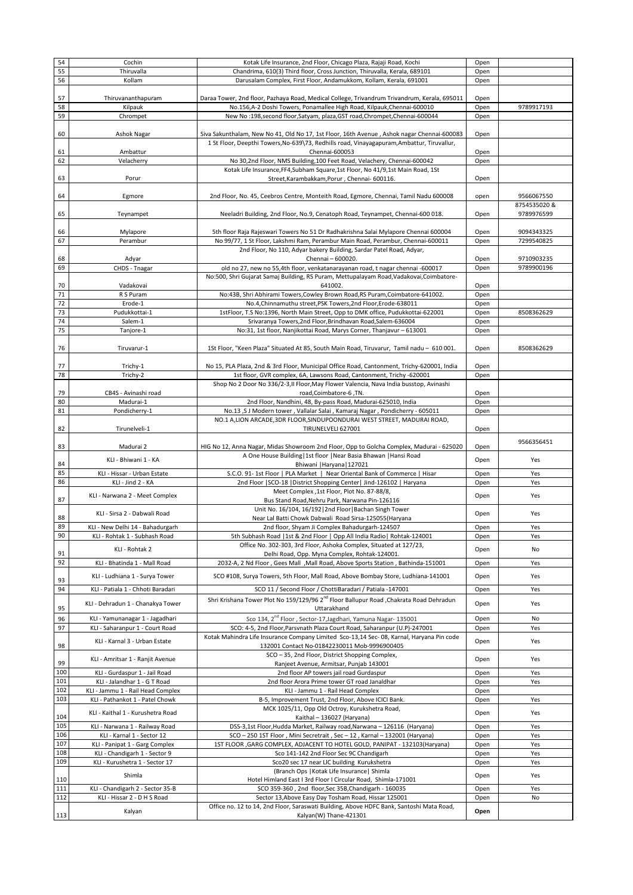| 54 | Cochin | Kotak Life Insurance, 2nd Floor, Chicago Plaza, Rajaji Road, Kochi | Open | |
|---|---|---|---|---|
| 55 | Thiruvalla | Chandrima, 610(3) Third floor, Cross Junction, Thiruvalla, Kerala, 689101 | Open | |
| 56 | Kollam | Darusalam Complex, First Floor, Andamukkom, Kollam, Kerala, 691001 | Open | |
| 57 | Thiruvananthapuram | Daraa Tower, 2nd floor, Pazhaya Road, Medical College, Trivandrum Trivandrum, Kerala, 695011 | Open | |
| 58 | Kilpauk | No.156,A-2 Doshi Towers, Ponamallee High Road, Kilpauk,Chennai-600010 | Open | 9789917193 |
| 59 | Chrompet | New No :198,second floor,Satyam, plaza,GST road,Chrompet,Chennai-600044 | Open | |
| 60 | Ashok Nagar | Siva Sakunthalam, New No 41, Old No 17, 1st Floor, 16th Avenue , Ashok nagar Chennai-600083 | Open | |
| 61 | Ambattur | 1 St Floor, Deepthi Towers,No-639\73, Redhills road, Vinayagapuram,Ambattur, Tiruvallur, Chennai-600053 | Open | |
| 62 | Velacherry | No 30,2nd Floor, NMS Building,100 Feet Road, Velachery, Chennai-600042 | Open | |
| 63 | Porur | Kotak Life Insurance,FF4,Subham Square,1st Floor, No 41/9,1st Main Road, 1St Street,Karambakkam,Porur , Chennai- 600116. | Open | |
| 64 | Egmore | 2nd Floor, No. 45, Ceebros Centre, Monteith Road, Egmore, Chennai, Tamil Nadu 600008 | open | 9566067550 |
| 65 | Teynampet | Neeladri Building, 2nd Floor, No.9, Cenatoph Road, Teynampet, Chennai-600 018. | Open | 8754535020 & 9789976599 |
| 66 | Mylapore | 5th floor Raja Rajeswari Towers No 51 Dr Radhakrishna Salai Mylapore Chennai 600004 | Open | 9094343325 |
| 67 | Perambur | No 99/77, 1 St Floor, Lakshmi Ram, Perambur Main Road, Perambur, Chennai-600011 | Open | 7299540825 |
| 68 | Adyar | 2nd Floor, No 110, Adyar bakery Building, Sardar Patel Road, Adyar, Chennai – 600020. | Open | 9710903235 |
| 69 | CHDS - Tnagar | old no 27, new no 55,4th floor, venkatanarayanan road, t nagar chennai -600017 | Open | 9789900196 |
| 70 | Vadakovai | No:500, Shri Gujarat Samaj Building, RS Puram, Mettupalayam Road,Vadakovai,Coimbatore-641002. | Open | |
| 71 | R S Puram | No:43B, Shri Abhirami Towers,Cowley Brown Road,RS Puram,Coimbatore-641002. | Open | |
| 72 | Erode-1 | No.4,Chinnamuthu street,PSK Towers,2nd Floor,Erode-638011 | Open | |
| 73 | Pudukkottai-1 | 1stFloor, T.S No:1396, North Main Street, Opp to DMK office, Pudukkottai-622001 | Open | 8508362629 |
| 74 | Salem-1 | Srivaranya Towers,2nd Floor,Brindhavan Road,Salem-636004 | Open | |
| 75 | Tanjore-1 | No:31, 1st floor, Nanjikottai Road, Marys Corner, Thanjavur – 613001 | Open | |
| 76 | Tiruvarur-1 | 1St Floor, "Keen Plaza" Situated At 85, South Main Road, Tiruvarur, Tamil nadu – 610 001. | Open | 8508362629 |
| 77 | Trichy-1 | No 15, PLA Plaza, 2nd & 3rd Floor, Municipal Office Road, Cantonment, Trichy-620001, India | Open | |
| 78 | Trichy-2 | 1st floor, GVR complex, 6A, Lawsons Road, Cantonment, Trichy -620001 | Open | |
| 79 | CB4S - Avinashi road | Shop No 2 Door No 336/2-3,II Floor,May Flower Valencia, Nava India busstop, Avinashi road,Coimbatore-6 ,TN. | Open | |
| 80 | Madurai-1 | 2nd Floor, Nandhini, 48, By-pass Road, Madurai-625010, India | Open | |
| 81 | Pondicherry-1 | No.13 ,S J Modern tower , Vallalar Salai , Kamaraj Nagar , Pondicherry - 605011 | Open | |
| 82 | Tirunelveli-1 | NO.1 A,LION ARCADE,3DR FLOOR,SINDUPOONDURAI WEST STREET, MADURAI ROAD, TIRUNELVELI 627001 | Open | |
| 83 | Madurai 2 | HIG No 12, Anna Nagar, Midas Showroom 2nd Floor, Opp to Golcha Complex, Madurai - 625020 | Open | 9566356451 |
| 84 | KLI - Bhiwani 1 - KA | A One House Building\|1st floor \|Near Basia Bhawan \|Hansi Road Bhiwani \|Haryana\|127021 | Open | Yes |
| 85 | KLI - Hissar - Urban Estate | S.C.O. 91- 1st Floor \| PLA Market \| Near Oriental Bank of Commerce \| Hisar | Open | Yes |
| 86 | KLI - Jind 2 - KA | 2nd Floor \|SCO-18 \|District Shopping Center\| Jind-126102 \| Haryana | Open | Yes |
| 87 | KLI - Narwana 2 - Meet Complex | Meet Complex ,1st Floor, Plot No. 87-88/8, Bus Stand Road,Nehru Park, Narwana Pin-126116 | Open | Yes |
| 88 | KLI - Sirsa 2 - Dabwali Road | Unit No. 16/104, 16/192\|2nd Floor\|Bachan Singh Tower Near Lal Batti Chowk Dabwali Road Sirsa-125055(Haryana | Open | Yes |
| 89 | KLI - New Delhi 14 - Bahadurgarh | 2nd floor, Shyam Ji Complex Bahadurgarh-124507 | Open | Yes |
| 90 | KLI - Rohtak 1 - Subhash Road | 5th Subhash Road \|1st & 2nd Floor \| Opp All India Radio\| Rohtak-124001 | Open | Yes |
| 91 | KLI - Rohtak 2 | Office No. 302-303, 3rd Floor, Ashoka Complex, Situated at 127/23, Delhi Road, Opp. Myna Complex, Rohtak-124001. | Open | No |
| 92 | KLI - Bhatinda 1 - Mall Road | 2032-A, 2 Nd Floor , Gees Mall ,Mall Road, Above Sports Station , Bathinda-151001 | Open | Yes |
| 93 | KLI - Ludhiana 1 - Surya Tower | SCO #108, Surya Towers, 5th Floor, Mall Road, Above Bombay Store, Ludhiana-141001 | Open | Yes |
| 94 | KLI - Patiala 1 - Chhoti Baradari | SCO 11 / Second Floor / ChottiBaradari / Patiala -147001 | Open | Yes |
| 95 | KLI - Dehradun 1 - Chanakya Tower | Shri Krishana Tower Plot No 159/129/96 2nd Floor Ballupur Road ,Chakrata Road Dehradun Uttarakhand | Open | Yes |
| 96 | KLI - Yamunanagar 1 - Jagadhari | Sco 134, 2nd Floor , Sector-17,Jagdhari, Yamuna Nagar- 135001 | Open | No |
| 97 | KLI - Saharanpur 1 - Court Road | SCO: 4-5, 2nd Floor,Parsvnath Plaza Court Road, Saharanpur (U.P)-247001 | Open | Yes |
| 98 | KLI - Karnal 3 - Urban Estate | Kotak Mahindra Life Insurance Company Limited Sco-13,14 Sec- 08, Karnal, Haryana Pin code 132001 Contact No-01842230011 Mob-9996900405 | Open | Yes |
| 99 | KLI - Amritsar 1 - Ranjit Avenue | SCO – 35, 2nd Floor, District Shopping Complex, Ranjeet Avenue, Armitsar, Punjab 143001 | Open | Yes |
| 100 | KLI - Gurdaspur 1 - Jail Road | 2nd floor AP towers jail road Gurdaspur | Open | Yes |
| 101 | KLI - Jalandhar 1 - G T Road | 2nd floor Arora Prime tower GT road Janaldhar | Open | Yes |
| 102 | KLI - Jammu 1 - Rail Head Complex | KLI - Jammu 1 - Rail Head Complex | Open | |
| 103 | KLI - Pathankot 1 - Patel Chowk | B-5, Improvement Trust, 2nd Floor, Above ICICI Bank. | Open | Yes |
| 104 | KLI - Kaithal 1 - Kurushetra Road | MCK 1025/11, Opp Old Octroy, Kurukshetra Road, Kaithal – 136027 (Haryana) | Open | Yes |
| 105 | KLI - Narwana 1 - Railway Road | DSS-3,1st Floor,Hudda Market, Railway road,Narwana – 126116 (Haryana) | Open | Yes |
| 106 | KLI - Karnal 1 - Sector 12 | SCO – 250 1ST Floor , Mini Secretrait , Sec – 12 , Karnal – 132001 (Haryana) | Open | Yes |
| 107 | KLI - Panipat 1 - Garg Complex | 1ST FLOOR ,GARG COMPLEX, ADJACENT TO HOTEL GOLD, PANIPAT - 132103(Haryana) | Open | Yes |
| 108 | KLI - Chandigarh 1 - Sector 9 | Sco 141-142 2nd Floor Sec 9C Chandigarh | Open | Yes |
| 109 | KLI - Kurushetra 1 - Sector 17 | Sco20 sec 17 near LIC building Kurukshetra | Open | Yes |
| 110 | Shimla | (Branch Ops \|Kotak Life Insurance\| Shimla Hotel Himland East I 3rd Floor I Circular Road, Shimla-171001 | Open | Yes |
| 111 | KLI - Chandigarh 2 - Sector 35-B | SCO 359-360 , 2nd floor,Sec 35B,Chandigarh - 160035 | Open | Yes |
| 112 | KLI - Hissar 2 - D H S Road | Sector 13,Above Easy Day Tosham Road, Hissar 125001 | Open | No |
| 113 | Kalyan | Office no. 12 to 14, 2nd Floor, Saraswati Building, Above HDFC Bank, Santoshi Mata Road, Kalyan(W) Thane-421301 | **Open** | |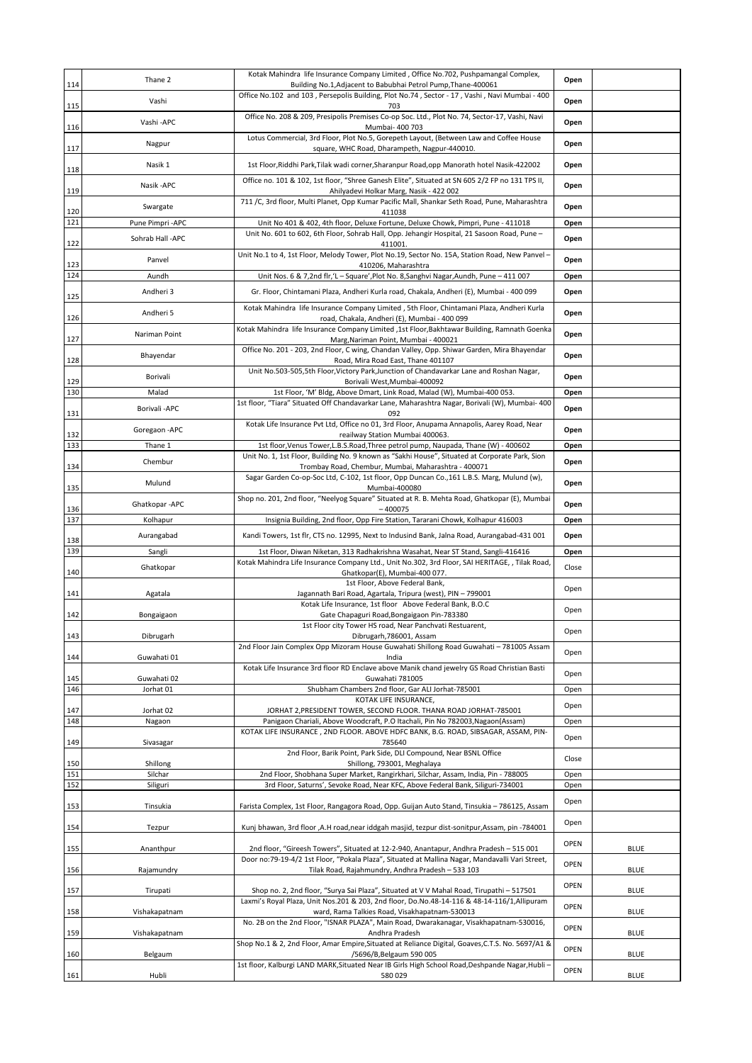| 114 | Thane 2 | Kotak Mahindra life Insurance Company Limited , Office No.702, Pushpamangal Complex, Building No.1,Adjacent to Babubhai Petrol Pump,Thane-400061 | Open | |
|---|---|---|---|---|
| 115 | Vashi | Office No.102 and 103 , Persepolis Building, Plot No.74 , Sector - 17 , Vashi , Navi Mumbai - 400 703 | Open | |
| 116 | Vashi -APC | Office No. 208 & 209, Presipolis Premises Co-op Soc. Ltd., Plot No. 74, Sector-17, Vashi, Navi Mumbai- 400 703 | Open | |
| 117 | Nagpur | Lotus Commercial, 3rd Floor, Plot No.5, Gorepeth Layout, (Between Law and Coffee House square, WHC Road, Dharampeth, Nagpur-440010. | Open | |
| 118 | Nasik 1 | 1st Floor,Riddhi Park,Tilak wadi corner,Sharanpur Road,opp Manorath hotel Nasik-422002 | Open | |
| 119 | Nasik -APC | Office no. 101 & 102, 1st floor, "Shree Ganesh Elite", Situated at SN 605 2/2 FP no 131 TPS II, Ahilyadevi Holkar Marg, Nasik - 422 002 | Open | |
| 120 | Swargate | 711 /C, 3rd floor, Multi Planet, Opp Kumar Pacific Mall, Shankar Seth Road, Pune, Maharashtra 411038 | Open | |
| 121 | Pune Pimpri -APC | Unit No 401 & 402, 4th floor, Deluxe Fortune, Deluxe Chowk, Pimpri, Pune - 411018 | Open | |
| 122 | Sohrab Hall -APC | Unit No. 601 to 602, 6th Floor, Sohrab Hall, Opp. Jehangir Hospital, 21 Sasoon Road, Pune – 411001. | Open | |
| 123 | Panvel | Unit No.1 to 4, 1st Floor, Melody Tower, Plot No.19, Sector No. 15A, Station Road, New Panvel – 410206, Maharashtra | Open | |
| 124 | Aundh | Unit Nos. 6 & 7,2nd flr,'L – Square',Plot No. 8,Sanghvi Nagar,Aundh, Pune – 411 007 | Open | |
| 125 | Andheri 3 | Gr. Floor, Chintamani Plaza, Andheri Kurla road, Chakala, Andheri (E), Mumbai - 400 099 | Open | |
| 126 | Andheri 5 | Kotak Mahindra life Insurance Company Limited , 5th Floor, Chintamani Plaza, Andheri Kurla road, Chakala, Andheri (E), Mumbai - 400 099 | Open | |
| 127 | Nariman Point | Kotak Mahindra life Insurance Company Limited ,1st Floor,Bakhtawar Building, Ramnath Goenka Marg,Nariman Point, Mumbai - 400021 | Open | |
| 128 | Bhayendar | Office No. 201 - 203, 2nd Floor, C wing, Chandan Valley, Opp. Shiwar Garden, Mira Bhayendar Road, Mira Road East, Thane 401107 | Open | |
| 129 | Borivali | Unit No.503-505,5th Floor,Victory Park,Junction of Chandavarkar Lane and Roshan Nagar, Borivali West,Mumbai-400092 | Open | |
| 130 | Malad | 1st Floor, 'M' Bldg, Above Dmart, Link Road, Malad (W), Mumbai-400 053. | Open | |
| 131 | Borivali -APC | 1st floor, "Tiara" Situated Off Chandavarkar Lane, Maharashtra Nagar, Borivali (W), Mumbai- 400 092 | Open | |
| 132 | Goregaon -APC | Kotak Life Insurance Pvt Ltd, Office no 01, 3rd Floor, Anupama Annapolis, Aarey Road, Near railway Station Mumbai 400063. | Open | |
| 133 | Thane 1 | 1st floor,Venus Tower,L.B.S.Road,Three petrol pump, Naupada, Thane (W) - 400602 | Open | |
| 134 | Chembur | Unit No. 1, 1st Floor, Building No. 9 known as "Sakhi House", Situated at Corporate Park, Sion Trombay Road, Chembur, Mumbai, Maharashtra - 400071 | Open | |
| 135 | Mulund | Sagar Garden Co-op-Soc Ltd, C-102, 1st floor, Opp Duncan Co.,161 L.B.S. Marg, Mulund (w), Mumbai-400080 | Open | |
| 136 | Ghatkopar -APC | Shop no. 201, 2nd floor, "Neelyog Square" Situated at R. B. Mehta Road, Ghatkopar (E), Mumbai – 400075 | Open | |
| 137 | Kolhapur | Insignia Building, 2nd floor, Opp Fire Station, Tararani Chowk, Kolhapur 416003 | Open | |
| 138 | Aurangabad | Kandi Towers, 1st flr, CTS no. 12995, Next to Indusind Bank, Jalna Road, Aurangabad-431 001 | Open | |
| 139 | Sangli | 1st Floor, Diwan Niketan, 313 Radhakrishna Wasahat, Near ST Stand, Sangli-416416 | Open | |
| 140 | Ghatkopar | Kotak Mahindra Life Insurance Company Ltd., Unit No.302, 3rd Floor, SAI HERITAGE, , Tilak Road, Ghatkopar(E), Mumbai-400 077. | Close | |
| 141 | Agatala | 1st Floor, Above Federal Bank, Jagannath Bari Road, Agartala, Tripura (west), PIN – 799001 | Open | |
| 142 | Bongaigaon | Kotak Life Insurance, 1st floor Above Federal Bank, B.O.C Gate Chapaguri Road,Bongaigaon Pin-783380 | Open | |
| 143 | Dibrugarh | 1st Floor city Tower HS road, Near Panchvati Restuarent, Dibrugarh,786001, Assam | Open | |
| 144 | Guwahati 01 | 2nd Floor Jain Complex Opp Mizoram House Guwahati Shillong Road Guwahati – 781005 Assam India | Open | |
| 145 | Guwahati 02 | Kotak Life Insurance 3rd floor RD Enclave above Manik chand jewelry GS Road Christian Basti Guwahati 781005 | Open | |
| 146 | Jorhat 01 | Shubham Chambers 2nd floor, Gar ALI Jorhat-785001 | Open | |
| 147 | Jorhat 02 | KOTAK LIFE INSURANCE, JORHAT 2,PRESIDENT TOWER, SECOND FLOOR. THANA ROAD JORHAT-785001 | Open | |
| 148 | Nagaon | Panigaon Chariali, Above Woodcraft, P.O Itachali, Pin No 782003,Nagaon(Assam) | Open | |
| 149 | Sivasagar | KOTAK LIFE INSURANCE , 2ND FLOOR. ABOVE HDFC BANK, B.G. ROAD, SIBSAGAR, ASSAM, PIN- 785640 | Open | |
| 150 | Shillong | 2nd Floor, Barik Point, Park Side, DLI Compound, Near BSNL Office Shillong, 793001, Meghalaya | Close | |
| 151 | Silchar | 2nd Floor, Shobhana Super Market, Rangirkhari, Silchar, Assam, India, Pin - 788005 | Open | |
| 152 | Siliguri | 3rd Floor, Saturns', Sevoke Road, Near KFC, Above Federal Bank, Siliguri-734001 | Open | |
| 153 | Tinsukia | Farista Complex, 1st Floor, Rangagora Road, Opp. Guijan Auto Stand, Tinsukia – 786125, Assam | Open | |
| 154 | Tezpur | Kunj bhawan, 3rd floor ,A.H road,near iddgah masjid, tezpur dist-sonitpur,Assam, pin -784001 | Open | |
| 155 | Ananthpur | 2nd floor, "Gireesh Towers", Situated at 12-2-940, Anantapur, Andhra Pradesh – 515 001 | OPEN | BLUE |
| 156 | Rajamundry | Door no:79-19-4/2 1st Floor, "Pokala Plaza", Situated at Mallina Nagar, Mandavalli Vari Street, Tilak Road, Rajahmundry, Andhra Pradesh – 533 103 | OPEN | BLUE |
| 157 | Tirupati | Shop no. 2, 2nd floor, "Surya Sai Plaza", Situated at V V Mahal Road, Tirupathi – 517501 | OPEN | BLUE |
| 158 | Vishakapatnam | Laxmi's Royal Plaza, Unit Nos.201 & 203, 2nd floor, Do.No.48-14-116 & 48-14-116/1,Allipuram ward, Rama Talkies Road, Visakhapatnam-530013 | OPEN | BLUE |
| 159 | Vishakapatnam | No. 2B on the 2nd Floor, "ISNAR PLAZA", Main Road, Dwarakanagar, Visakhapatnam-530016, Andhra Pradesh | OPEN | BLUE |
| 160 | Belgaum | Shop No.1 & 2, 2nd Floor, Amar Empire,Situated at Reliance Digital, Goaves,C.T.S. No. 5697/A1 & /5696/B,Belgaum 590 005 | OPEN | BLUE |
| 161 | Hubli | 1st floor, Kalburgi LAND MARK,Situated Near IB Girls High School Road,Deshpande Nagar,Hubli – 580 029 | OPEN | BLUE |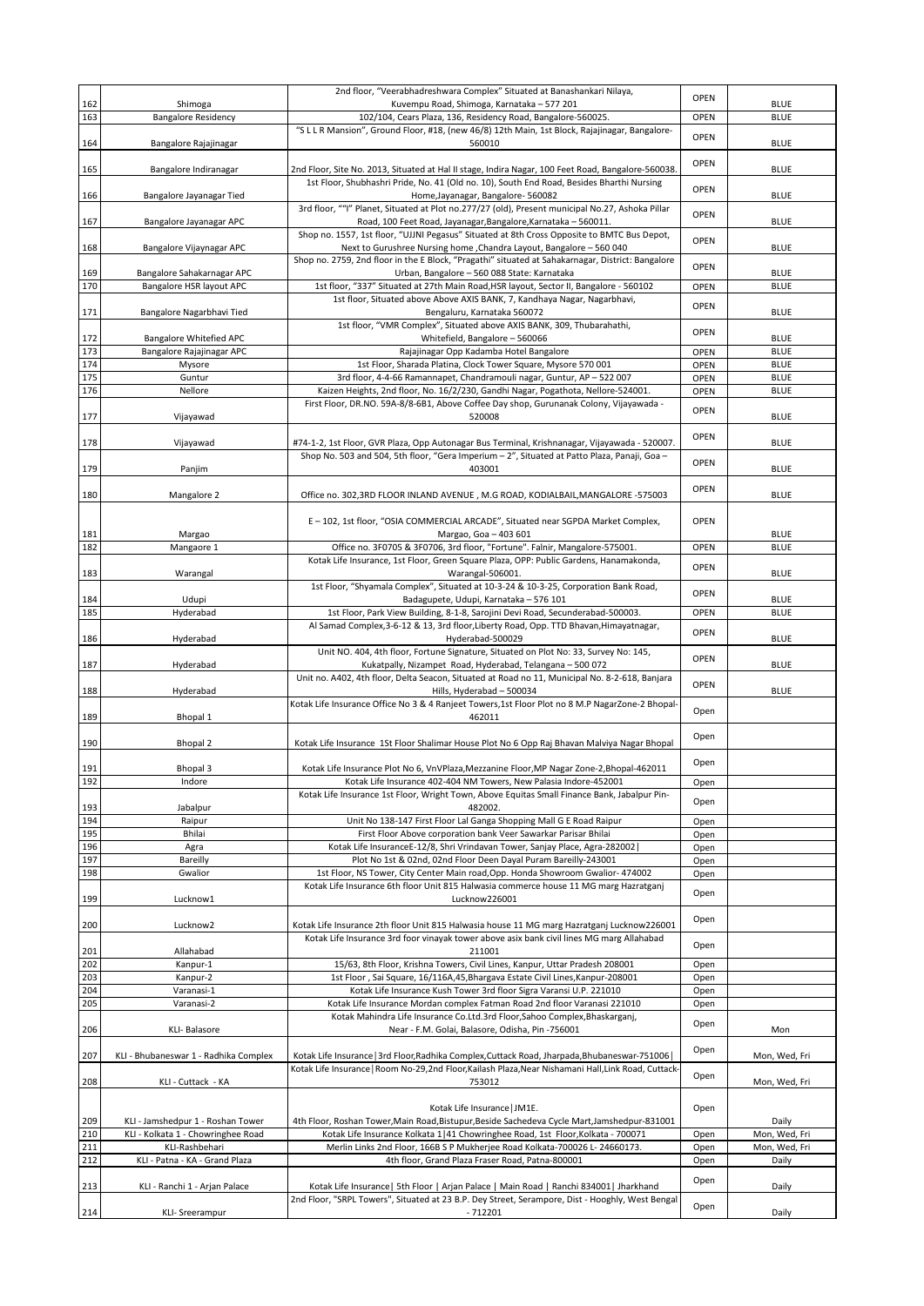| | | | | |
|---|---|---|---|---|
| 162 | Shimoga | 2nd floor, "Veerabhadreshwara Complex" Situated at Banashankari Nilaya, Kuvempu Road, Shimoga, Karnataka – 577 201 | OPEN | BLUE |
| 163 | Bangalore Residency | 102/104, Cears Plaza, 136, Residency Road, Bangalore-560025. | OPEN | BLUE |
| 164 | Bangalore Rajajinagar | "S L L R Mansion", Ground Floor, #18, (new 46/8) 12th Main, 1st Block, Rajajinagar, Bangalore-560010 | OPEN | BLUE |
| 165 | Bangalore Indiranagar | 2nd Floor, Site No. 2013, Situated at Hal II stage, Indira Nagar, 100 Feet Road, Bangalore-560038. | OPEN | BLUE |
| 166 | Bangalore Jayanagar Tied | 1st Floor, Shubhashri Pride, No. 41 (Old no. 10), South End Road, Besides Bharthi Nursing Home,Jayanagar, Bangalore- 560082 | OPEN | BLUE |
| 167 | Bangalore Jayanagar APC | 3rd floor, ""I" Planet, Situated at Plot no.277/27 (old), Present municipal No.27, Ashoka Pillar Road, 100 Feet Road, Jayanagar,Bangalore,Karnataka – 560011. | OPEN | BLUE |
| 168 | Bangalore Vijaynagar APC | Shop no. 1557, 1st floor, "UJJNI Pegasus" Situated at 8th Cross Opposite to BMTC Bus Depot, Next to Gurushree Nursing home ,Chandra Layout, Bangalore – 560 040 | OPEN | BLUE |
| 169 | Bangalore Sahakarnagar APC | Shop no. 2759, 2nd floor in the E Block, "Pragathi" situated at Sahakarnagar, District: Bangalore Urban, Bangalore – 560 088 State: Karnataka | OPEN | BLUE |
| 170 | Bangalore HSR layout APC | 1st floor, "337" Situated at 27th Main Road,HSR layout, Sector II, Bangalore - 560102 | OPEN | BLUE |
| 171 | Bangalore Nagarbhavi Tied | 1st floor, Situated above Above AXIS BANK, 7, Kandhaya Nagar, Nagarbhavi, Bengaluru, Karnataka 560072 | OPEN | BLUE |
| 172 | Bangalore Whitefied APC | 1st floor, "VMR Complex", Situated above AXIS BANK, 309, Thubarahathi, Whitefield, Bangalore – 560066 | OPEN | BLUE |
| 173 | Bangalore Rajajinagar APC | Rajajinagar Opp Kadamba Hotel Bangalore | OPEN | BLUE |
| 174 | Mysore | 1st Floor, Sharada Platina, Clock Tower Square, Mysore 570 001 | OPEN | BLUE |
| 175 | Guntur | 3rd floor, 4-4-66 Ramannapet, Chandramouli nagar, Guntur, AP – 522 007 | OPEN | BLUE |
| 176 | Nellore | Kaizen Heights, 2nd floor, No. 16/2/230, Gandhi Nagar, Pogathota, Nellore-524001. | OPEN | BLUE |
| 177 | Vijayawad | First Floor, DR.NO. 59A-8/8-6B1, Above Coffee Day shop, Gurunanak Colony, Vijayawada - 520008 | OPEN | BLUE |
| 178 | Vijayawad | #74-1-2, 1st Floor, GVR Plaza, Opp Autonagar Bus Terminal, Krishnanagar, Vijayawada - 520007. | OPEN | BLUE |
| 179 | Panjim | Shop No. 503 and 504, 5th floor, "Gera Imperium – 2", Situated at Patto Plaza, Panaji, Goa – 403001 | OPEN | BLUE |
| 180 | Mangalore 2 | Office no. 302,3RD FLOOR INLAND AVENUE , M.G ROAD, KODIALBAIL,MANGALORE -575003 | OPEN | BLUE |
| 181 | Margao | E – 102, 1st floor, "OSIA COMMERCIAL ARCADE", Situated near SGPDA Market Complex, Margao, Goa – 403 601 | OPEN | BLUE |
| 182 | Mangaore 1 | Office no. 3F0705 & 3F0706, 3rd floor, "Fortune". Falnir, Mangalore-575001. | OPEN | BLUE |
| 183 | Warangal | Kotak Life Insurance, 1st Floor, Green Square Plaza, OPP: Public Gardens, Hanamakonda, Warangal-506001. | OPEN | BLUE |
| 184 | Udupi | 1st Floor, "Shyamala Complex", Situated at 10-3-24 & 10-3-25, Corporation Bank Road, Badagupete, Udupi, Karnataka – 576 101 | OPEN | BLUE |
| 185 | Hyderabad | 1st Floor, Park View Building, 8-1-8, Sarojini Devi Road, Secunderabad-500003. | OPEN | BLUE |
| 186 | Hyderabad | Al Samad Complex,3-6-12 & 13, 3rd floor,Liberty Road, Opp. TTD Bhavan,Himayatnagar, Hyderabad-500029 | OPEN | BLUE |
| 187 | Hyderabad | Unit NO. 404, 4th floor, Fortune Signature, Situated on Plot No: 33, Survey No: 145, Kukatpally, Nizampet Road, Hyderabad, Telangana – 500 072 | OPEN | BLUE |
| 188 | Hyderabad | Unit no. A402, 4th floor, Delta Seacon, Situated at Road no 11, Municipal No. 8-2-618, Banjara Hills, Hyderabad – 500034 | OPEN | BLUE |
| 189 | Bhopal 1 | Kotak Life Insurance Office No 3 & 4 Ranjeet Towers,1st Floor Plot no 8 M.P NagarZone-2 Bhopal-462011 | Open | |
| 190 | Bhopal 2 | Kotak Life Insurance 1St Floor Shalimar House Plot No 6 Opp Raj Bhavan Malviya Nagar Bhopal | Open | |
| 191 | Bhopal 3 | Kotak Life Insurance Plot No 6, VnVPlaza,Mezzanine Floor,MP Nagar Zone-2,Bhopal-462011 | Open | |
| 192 | Indore | Kotak Life Insurance 402-404 NM Towers, New Palasia Indore-452001 | Open | |
| 193 | Jabalpur | Kotak Life Insurance 1st Floor, Wright Town, Above Equitas Small Finance Bank, Jabalpur Pin-482002. | Open | |
| 194 | Raipur | Unit No 138-147 First Floor Lal Ganga Shopping Mall G E Road Raipur | Open | |
| 195 | Bhilai | First Floor Above corporation bank Veer Sawarkar Parisar Bhilai | Open | |
| 196 | Agra | Kotak Life InsuranceE-12/8, Shri Vrindavan Tower, Sanjay Place, Agra-282002\| | Open | |
| 197 | Bareilly | Plot No 1st & 02nd, 02nd Floor Deen Dayal Puram Bareilly-243001 | Open | |
| 198 | Gwalior | 1st Floor, NS Tower, City Center Main road,Opp. Honda Showroom Gwalior- 474002 | Open | |
| 199 | Lucknow1 | Kotak Life Insurance 6th floor Unit 815 Halwasia commerce house 11 MG marg Hazratganj Lucknow226001 | Open | |
| 200 | Lucknow2 | Kotak Life Insurance 2th floor Unit 815 Halwasia house 11 MG marg Hazratganj Lucknow226001 | Open | |
| 201 | Allahabad | Kotak Life Insurance 3rd foor vinayak tower above asix bank civil lines MG marg Allahabad 211001 | Open | |
| 202 | Kanpur-1 | 15/63, 8th Floor, Krishna Towers, Civil Lines, Kanpur, Uttar Pradesh 208001 | Open | |
| 203 | Kanpur-2 | 1st Floor , Sai Square, 16/116A,45,Bhargava Estate Civil Lines,Kanpur-208001 | Open | |
| 204 | Varanasi-1 | Kotak Life Insurance Kush Tower 3rd floor Sigra Varansi U.P. 221010 | Open | |
| 205 | Varanasi-2 | Kotak Life Insurance Mordan complex Fatman Road 2nd floor Varanasi 221010 | Open | |
| 206 | KLI- Balasore | Kotak Mahindra Life Insurance Co.Ltd.3rd Floor,Sahoo Complex,Bhaskarganj, Near - F.M. Golai, Balasore, Odisha, Pin -756001 | Open | Mon |
| 207 | KLI - Bhubaneswar 1 - Radhika Complex | Kotak Life Insurance\|3rd Floor,Radhika Complex,Cuttack Road, Jharpada,Bhubaneswar-751006\| | Open | Mon, Wed, Fri |
| 208 | KLI - Cuttack - KA | Kotak Life Insurance\|Room No-29,2nd Floor,Kailash Plaza,Near Nishamani Hall,Link Road, Cuttack-753012 | Open | Mon, Wed, Fri |
| 209 | KLI - Jamshedpur 1 - Roshan Tower | Kotak Life Insurance\|JM1E. 4th Floor, Roshan Tower,Main Road,Bistupur,Beside Sachedeva Cycle Mart,Jamshedpur-831001 | Open | Daily |
| 210 | KLI - Kolkata 1 - Chowringhee Road | Kotak Life Insurance Kolkata 1\|41 Chowringhee Road, 1st Floor,Kolkata - 700071 | Open | Mon, Wed, Fri |
| 211 | KLI-Rashbehari | Merlin Links 2nd Floor, 166B S P Mukherjee Road Kolkata-700026 L- 24660173. | Open | Mon, Wed, Fri |
| 212 | KLI - Patna - KA - Grand Plaza | 4th floor, Grand Plaza Fraser Road, Patna-800001 | Open | Daily |
| 213 | KLI - Ranchi 1 - Arjan Palace | Kotak Life Insurance\| 5th Floor \| Arjan Palace \| Main Road \| Ranchi 834001\| Jharkhand | Open | Daily |
| 214 | KLI- Sreerampur | 2nd Floor, "SRPL Towers", Situated at 23 B.P. Dey Street, Serampore, Dist - Hooghly, West Bengal - 712201 | Open | Daily |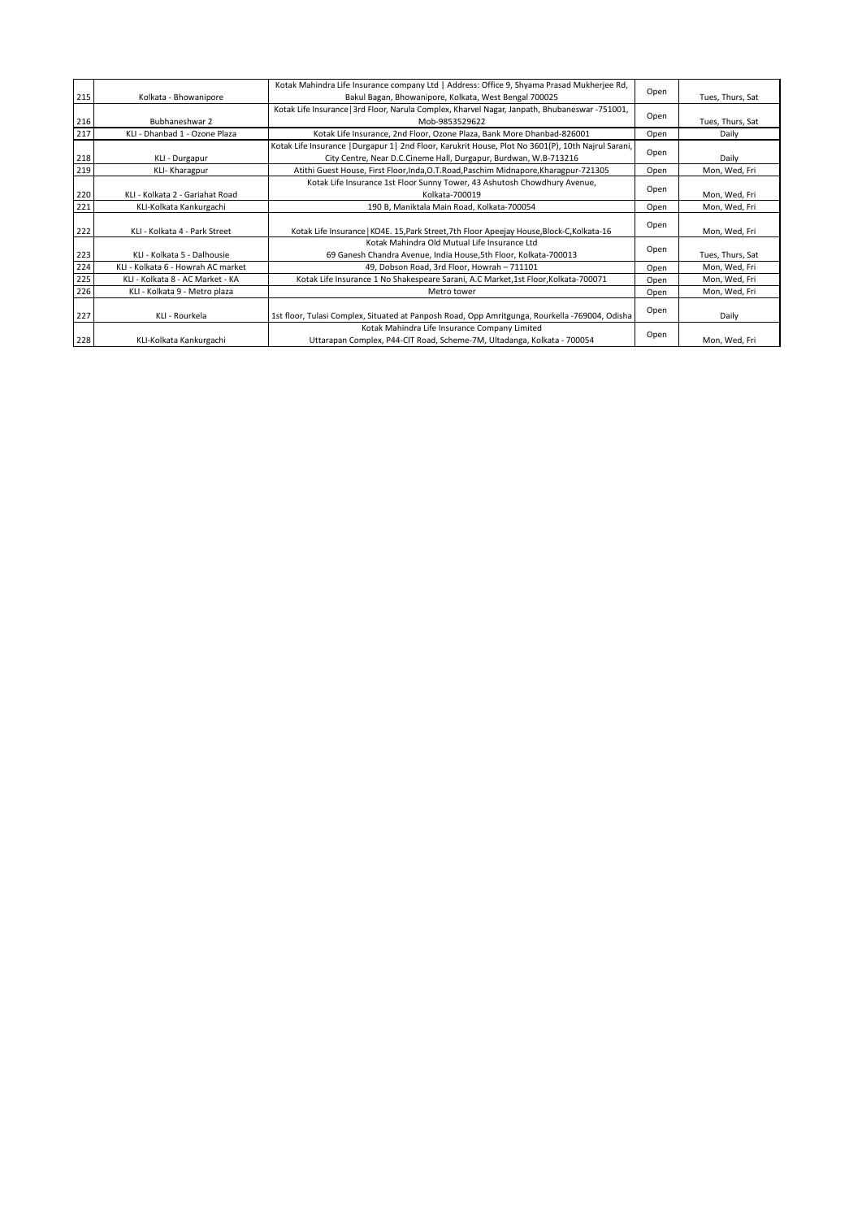| | | | | |
|---|---|---|---|---|
| 215 | Kolkata - Bhowanipore | Kotak Mahindra Life Insurance company Ltd \| Address: Office 9, Shyama Prasad Mukherjee Rd, Bakul Bagan, Bhowanipore, Kolkata, West Bengal 700025 | Open | Tues, Thurs, Sat |
| 216 | Bubhaneshwar 2 | Kotak Life Insurance\|3rd Floor, Narula Complex, Kharvel Nagar, Janpath, Bhubaneswar -751001, Mob-9853529622 | Open | Tues, Thurs, Sat |
| 217 | KLI - Dhanbad 1 - Ozone Plaza | Kotak Life Insurance, 2nd Floor, Ozone Plaza, Bank More Dhanbad-826001 | Open | Daily |
| 218 | KLI - Durgapur | Kotak Life Insurance \|Durgapur 1\| 2nd Floor, Karukrit House, Plot No 3601(P), 10th Najrul Sarani, City Centre, Near D.C.Cineme Hall, Durgapur, Burdwan, W.B-713216 | Open | Daily |
| 219 | KLI- Kharagpur | Atithi Guest House, First Floor,Inda,O.T.Road,Paschim Midnapore,Kharagpur-721305 | Open | Mon, Wed, Fri |
| 220 | KLI - Kolkata 2 - Gariahat Road | Kotak Life Insurance 1st Floor Sunny Tower, 43 Ashutosh Chowdhury Avenue, Kolkata-700019 | Open | Mon, Wed, Fri |
| 221 | KLI-Kolkata Kankurgachi | 190 B, Maniktala Main Road, Kolkata-700054 | Open | Mon, Wed, Fri |
| 222 | KLI - Kolkata 4 - Park Street | Kotak Life Insurance\|KO4E. 15,Park Street,7th Floor Apeejay House,Block-C,Kolkata-16 | Open | Mon, Wed, Fri |
| 223 | KLI - Kolkata 5 - Dalhousie | Kotak Mahindra Old Mutual Life Insurance Ltd 69 Ganesh Chandra Avenue, India House,5th Floor, Kolkata-700013 | Open | Tues, Thurs, Sat |
| 224 | KLI - Kolkata 6 - Howrah AC market | 49, Dobson Road, 3rd Floor, Howrah – 711101 | Open | Mon, Wed, Fri |
| 225 | KLI - Kolkata 8 - AC Market - KA | Kotak Life Insurance 1 No Shakespeare Sarani, A.C Market,1st Floor,Kolkata-700071 | Open | Mon, Wed, Fri |
| 226 | KLI - Kolkata 9 - Metro plaza | Metro tower | Open | Mon, Wed, Fri |
| 227 | KLI - Rourkela | 1st floor, Tulasi Complex, Situated at Panposh Road, Opp Amritgunga, Rourkela -769004, Odisha | Open | Daily |
| 228 | KLI-Kolkata Kankurgachi | Kotak Mahindra Life Insurance Company Limited Uttarapan Complex, P44-CIT Road, Scheme-7M, Ultadanga, Kolkata - 700054 | Open | Mon, Wed, Fri |